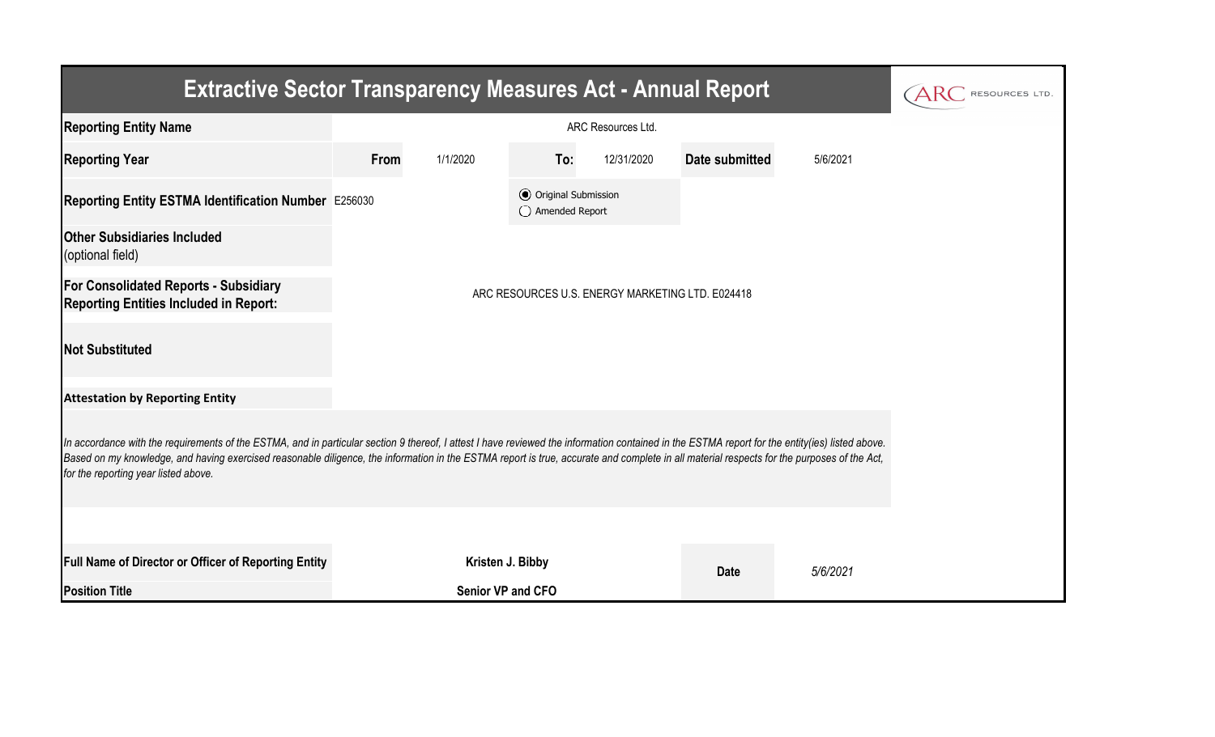# Extractive Sector Transparency Measures Act - Annual Report

| | | | | | | |
|---|---|---|---|---|---|---|
| **Reporting Entity Name** | ARC Resources Ltd. | | | | | |
| **Reporting Year** | **From** | 1/1/2020 | **To:** | 12/31/2020 | **Date submitted** | 5/6/2021 |
| **Reporting Entity ESTMA Identification Number** | E256030 | | ◉ Original Submission ◯ Amended Report | | | |
| **Other Subsidiaries Included** (optional field) | | | | | | |
| **For Consolidated Reports - Subsidiary Reporting Entities Included in Report:** | ARC RESOURCES U.S. ENERGY MARKETING LTD. E024418 | | | | | |
| **Not Substituted** | | | | | | |

**Attestation by Reporting Entity**

*In accordance with the requirements of the ESTMA, and in particular section 9 thereof, I attest I have reviewed the information contained in the ESTMA report for the entity(ies) listed above. Based on my knowledge, and having exercised reasonable diligence, the information in the ESTMA report is true, accurate and complete in all material respects for the purposes of the Act, for the reporting year listed above.*

| | | | |
|---|---|---|---|
| **Full Name of Director or Officer of Reporting Entity** | **Kristen J. Bibby** | **Date** | *5/6/2021* |
| **Position Title** | **Senior VP and CFO** | | |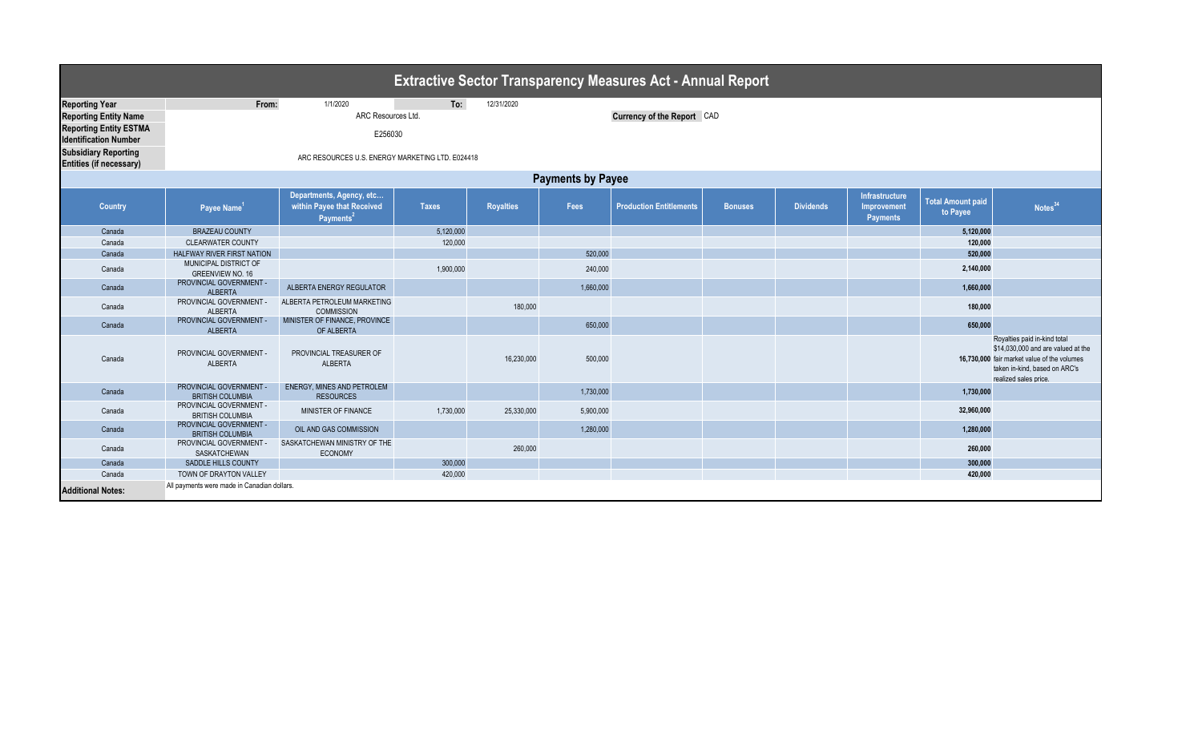# Extractive Sector Transparency Measures Act - Annual Report

| | | | | |
|---|---|---|---|---|
| **Reporting Year** | From: | 1/1/2020 | To: | 12/31/2020 |
| **Reporting Entity Name** | ARC Resources Ltd. | | **Currency of the Report** | CAD |
| **Reporting Entity ESTMA Identification Number** | E256030 | | | |
| **Subsidiary Reporting Entities (if necessary)** | ARC RESOURCES U.S. ENERGY MARKETING LTD. E024418 | | | |

## Payments by Payee

| Country | Payee Name[1] | Departments, Agency, etc… within Payee that Received Payments[2] | Taxes | Royalties | Fees | Production Entitlements | Bonuses | Dividends | Infrastructure Improvement Payments | Total Amount paid to Payee | Notes[34] |
|---|---|---|---|---|---|---|---|---|---|---|---|
| Canada | BRAZEAU COUNTY | | 5,120,000 | | | | | | | 5,120,000 | |
| Canada | CLEARWATER COUNTY | | 120,000 | | | | | | | 120,000 | |
| Canada | HALFWAY RIVER FIRST NATION | | | | 520,000 | | | | | 520,000 | |
| Canada | MUNICIPAL DISTRICT OF GREENVIEW NO. 16 | | 1,900,000 | | 240,000 | | | | | 2,140,000 | |
| Canada | PROVINCIAL GOVERNMENT - ALBERTA | ALBERTA ENERGY REGULATOR | | | 1,660,000 | | | | | 1,660,000 | |
| Canada | PROVINCIAL GOVERNMENT - ALBERTA | ALBERTA PETROLEUM MARKETING COMMISSION | | 180,000 | | | | | | 180,000 | |
| Canada | PROVINCIAL GOVERNMENT - ALBERTA | MINISTER OF FINANCE, PROVINCE OF ALBERTA | | | 650,000 | | | | | 650,000 | |
| Canada | PROVINCIAL GOVERNMENT - ALBERTA | PROVINCIAL TREASURER OF ALBERTA | | 16,230,000 | 500,000 | | | | | 16,730,000 | Royalties paid in-kind total $14,030,000 and are valued at the fair market value of the volumes taken in-kind, based on ARC's realized sales price. |
| Canada | PROVINCIAL GOVERNMENT - BRITISH COLUMBIA | ENERGY, MINES AND PETROLEM RESOURCES | | | 1,730,000 | | | | | 1,730,000 | |
| Canada | PROVINCIAL GOVERNMENT - BRITISH COLUMBIA | MINISTER OF FINANCE | 1,730,000 | 25,330,000 | 5,900,000 | | | | | 32,960,000 | |
| Canada | PROVINCIAL GOVERNMENT - BRITISH COLUMBIA | OIL AND GAS COMMISSION | | | 1,280,000 | | | | | 1,280,000 | |
| Canada | PROVINCIAL GOVERNMENT - SASKATCHEWAN | SASKATCHEWAN MINISTRY OF THE ECONOMY | | 260,000 | | | | | | 260,000 | |
| Canada | SADDLE HILLS COUNTY | | 300,000 | | | | | | | 300,000 | |
| Canada | TOWN OF DRAYTON VALLEY | | 420,000 | | | | | | | 420,000 | |

**Additional Notes:** All payments were made in Canadian dollars.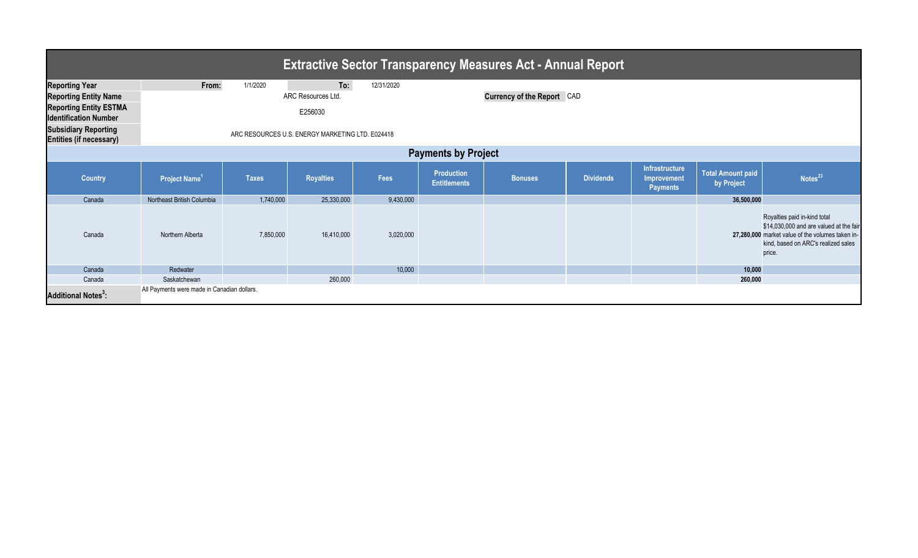# Extractive Sector Transparency Measures Act - Annual Report

| | | | | |
|---|---|---|---|---|
| **Reporting Year** | **From:** 1/1/2020 | **To:** 12/31/2020 | | |
| **Reporting Entity Name** | ARC Resources Ltd. | | **Currency of the Report** | CAD |
| **Reporting Entity ESTMA Identification Number** | E256030 | | | |
| **Subsidiary Reporting Entities (if necessary)** | ARC RESOURCES U.S. ENERGY MARKETING LTD. E024418 | | | |

## Payments by Project

| Country | Project Name[1] | Taxes | Royalties | Fees | Production Entitlements | Bonuses | Dividends | Infrastructure Improvement Payments | Total Amount paid by Project | Notes[23] |
|---|---|---|---|---|---|---|---|---|---|---|
| Canada | Northeast British Columbia | 1,740,000 | 25,330,000 | 9,430,000 | | | | | **36,500,000** | |
| Canada | Northern Alberta | 7,850,000 | 16,410,000 | 3,020,000 | | | | | **27,280,000** | Royalties paid in-kind total $14,030,000 and are valued at the fair market value of the volumes taken in-kind, based on ARC's realized sales price. |
| Canada | Redwater | | | 10,000 | | | | | **10,000** | |
| Canada | Saskatchewan | | 260,000 | | | | | | **260,000** | |

**Additional Notes[3]:** All Payments were made in Canadian dollars.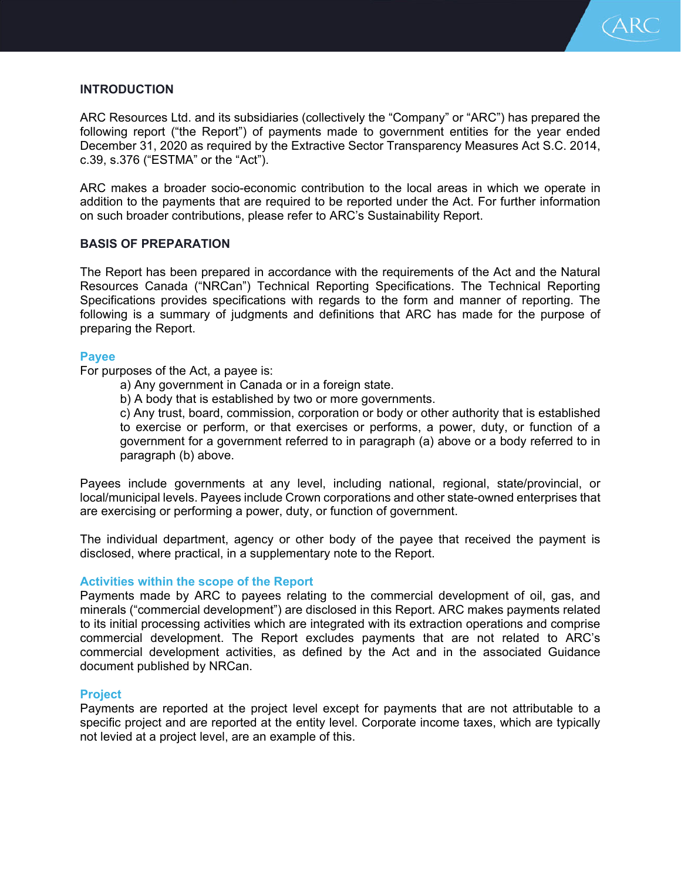## INTRODUCTION

ARC Resources Ltd. and its subsidiaries (collectively the "Company" or "ARC") has prepared the following report ("the Report") of payments made to government entities for the year ended December 31, 2020 as required by the Extractive Sector Transparency Measures Act S.C. 2014, c.39, s.376 ("ESTMA" or the "Act").

ARC makes a broader socio-economic contribution to the local areas in which we operate in addition to the payments that are required to be reported under the Act. For further information on such broader contributions, please refer to ARC's Sustainability Report.

## BASIS OF PREPARATION

The Report has been prepared in accordance with the requirements of the Act and the Natural Resources Canada ("NRCan") Technical Reporting Specifications. The Technical Reporting Specifications provides specifications with regards to the form and manner of reporting. The following is a summary of judgments and definitions that ARC has made for the purpose of preparing the Report.

### Payee

For purposes of the Act, a payee is:

a) Any government in Canada or in a foreign state.

b) A body that is established by two or more governments.

c) Any trust, board, commission, corporation or body or other authority that is established to exercise or perform, or that exercises or performs, a power, duty, or function of a government for a government referred to in paragraph (a) above or a body referred to in paragraph (b) above.

Payees include governments at any level, including national, regional, state/provincial, or local/municipal levels. Payees include Crown corporations and other state-owned enterprises that are exercising or performing a power, duty, or function of government.

The individual department, agency or other body of the payee that received the payment is disclosed, where practical, in a supplementary note to the Report.

### Activities within the scope of the Report

Payments made by ARC to payees relating to the commercial development of oil, gas, and minerals ("commercial development") are disclosed in this Report. ARC makes payments related to its initial processing activities which are integrated with its extraction operations and comprise commercial development. The Report excludes payments that are not related to ARC's commercial development activities, as defined by the Act and in the associated Guidance document published by NRCan.

### Project

Payments are reported at the project level except for payments that are not attributable to a specific project and are reported at the entity level. Corporate income taxes, which are typically not levied at a project level, are an example of this.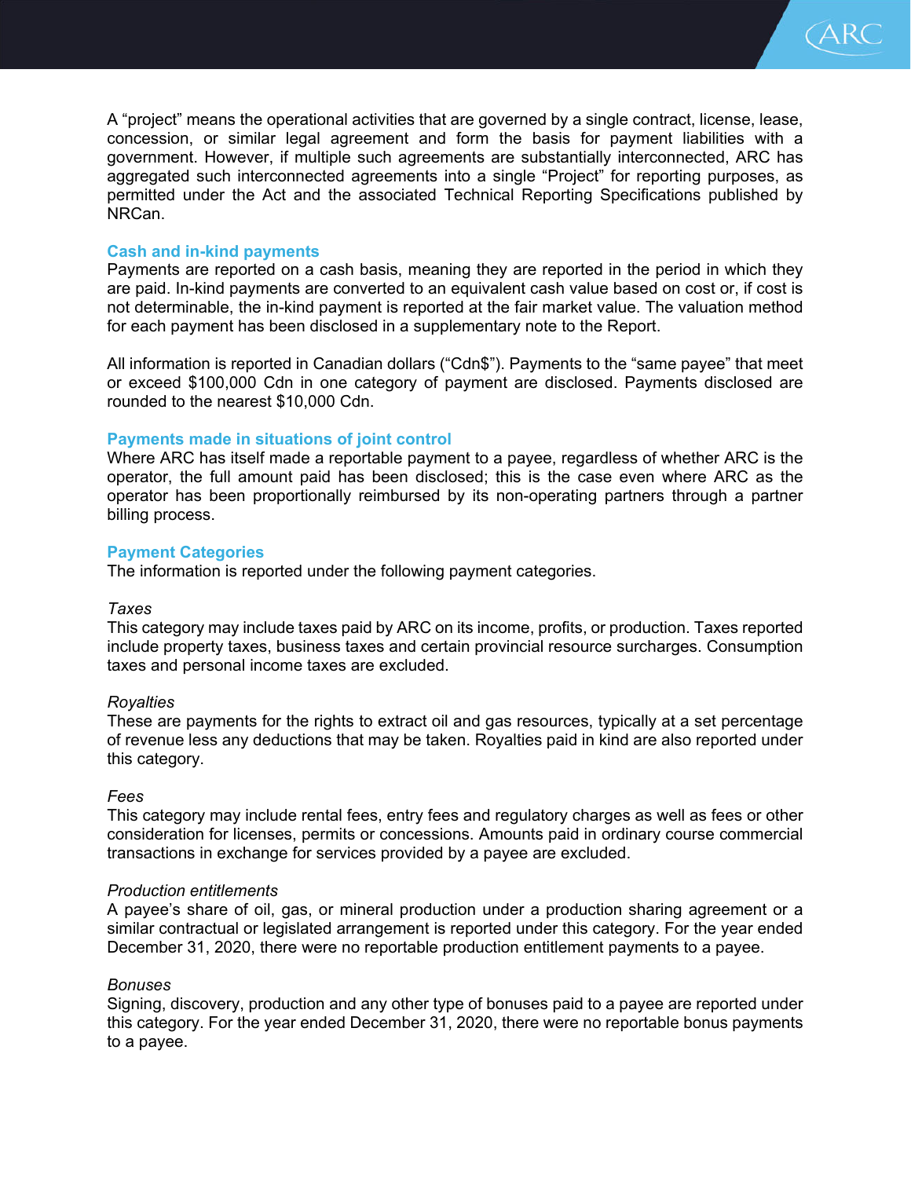A “project” means the operational activities that are governed by a single contract, license, lease, concession, or similar legal agreement and form the basis for payment liabilities with a government. However, if multiple such agreements are substantially interconnected, ARC has aggregated such interconnected agreements into a single “Project” for reporting purposes, as permitted under the Act and the associated Technical Reporting Specifications published by NRCan.

## Cash and in-kind payments

Payments are reported on a cash basis, meaning they are reported in the period in which they are paid. In-kind payments are converted to an equivalent cash value based on cost or, if cost is not determinable, the in-kind payment is reported at the fair market value. The valuation method for each payment has been disclosed in a supplementary note to the Report.

All information is reported in Canadian dollars (“Cdn$”). Payments to the “same payee” that meet or exceed $100,000 Cdn in one category of payment are disclosed. Payments disclosed are rounded to the nearest $10,000 Cdn.

## Payments made in situations of joint control

Where ARC has itself made a reportable payment to a payee, regardless of whether ARC is the operator, the full amount paid has been disclosed; this is the case even where ARC as the operator has been proportionally reimbursed by its non-operating partners through a partner billing process.

## Payment Categories

The information is reported under the following payment categories.

*Taxes*
This category may include taxes paid by ARC on its income, profits, or production. Taxes reported include property taxes, business taxes and certain provincial resource surcharges. Consumption taxes and personal income taxes are excluded.

*Royalties*
These are payments for the rights to extract oil and gas resources, typically at a set percentage of revenue less any deductions that may be taken. Royalties paid in kind are also reported under this category.

*Fees*
This category may include rental fees, entry fees and regulatory charges as well as fees or other consideration for licenses, permits or concessions. Amounts paid in ordinary course commercial transactions in exchange for services provided by a payee are excluded.

*Production entitlements*
A payee’s share of oil, gas, or mineral production under a production sharing agreement or a similar contractual or legislated arrangement is reported under this category. For the year ended December 31, 2020, there were no reportable production entitlement payments to a payee.

*Bonuses*
Signing, discovery, production and any other type of bonuses paid to a payee are reported under this category. For the year ended December 31, 2020, there were no reportable bonus payments to a payee.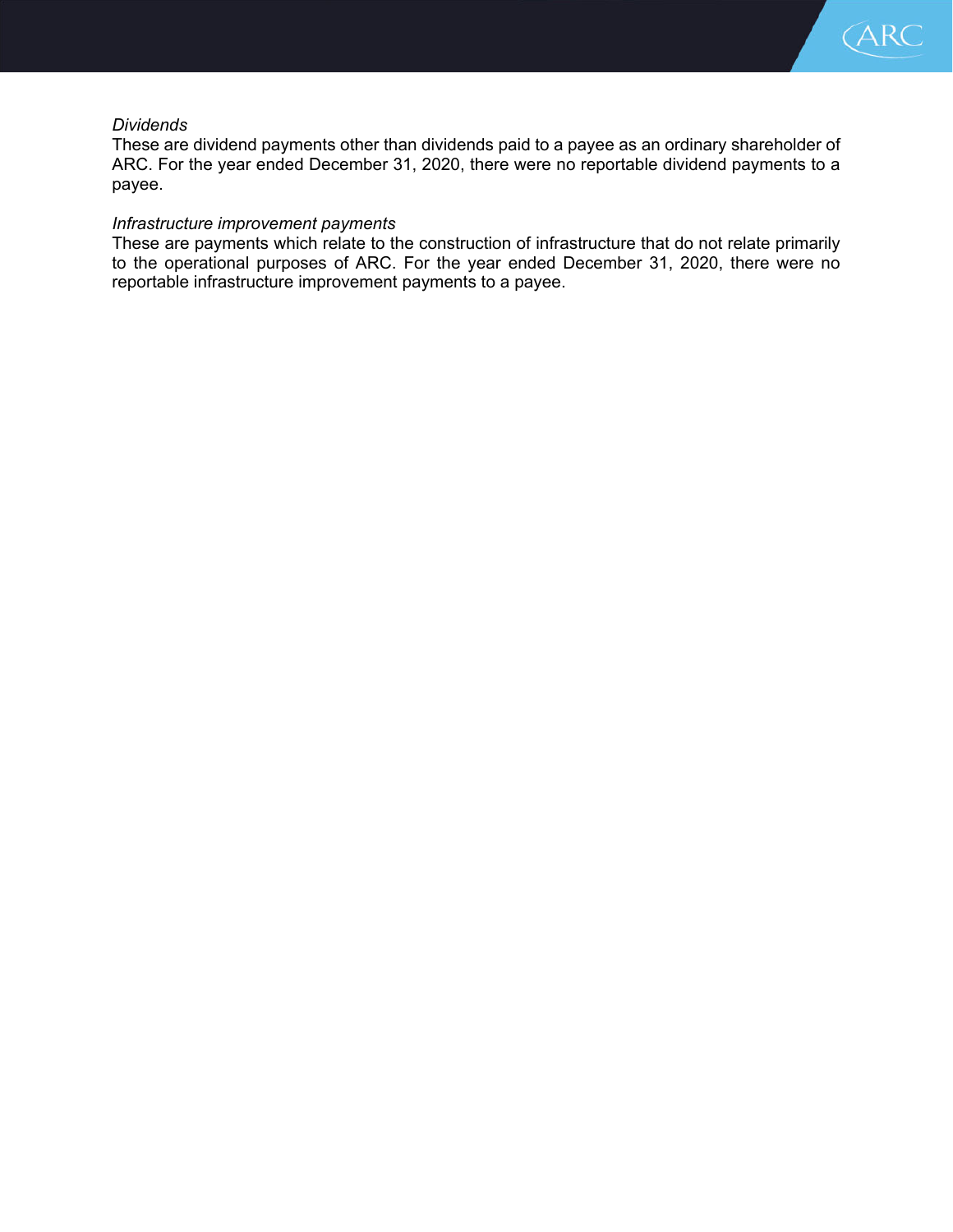*Dividends*

These are dividend payments other than dividends paid to a payee as an ordinary shareholder of ARC. For the year ended December 31, 2020, there were no reportable dividend payments to a payee.

*Infrastructure improvement payments*

These are payments which relate to the construction of infrastructure that do not relate primarily to the operational purposes of ARC. For the year ended December 31, 2020, there were no reportable infrastructure improvement payments to a payee.